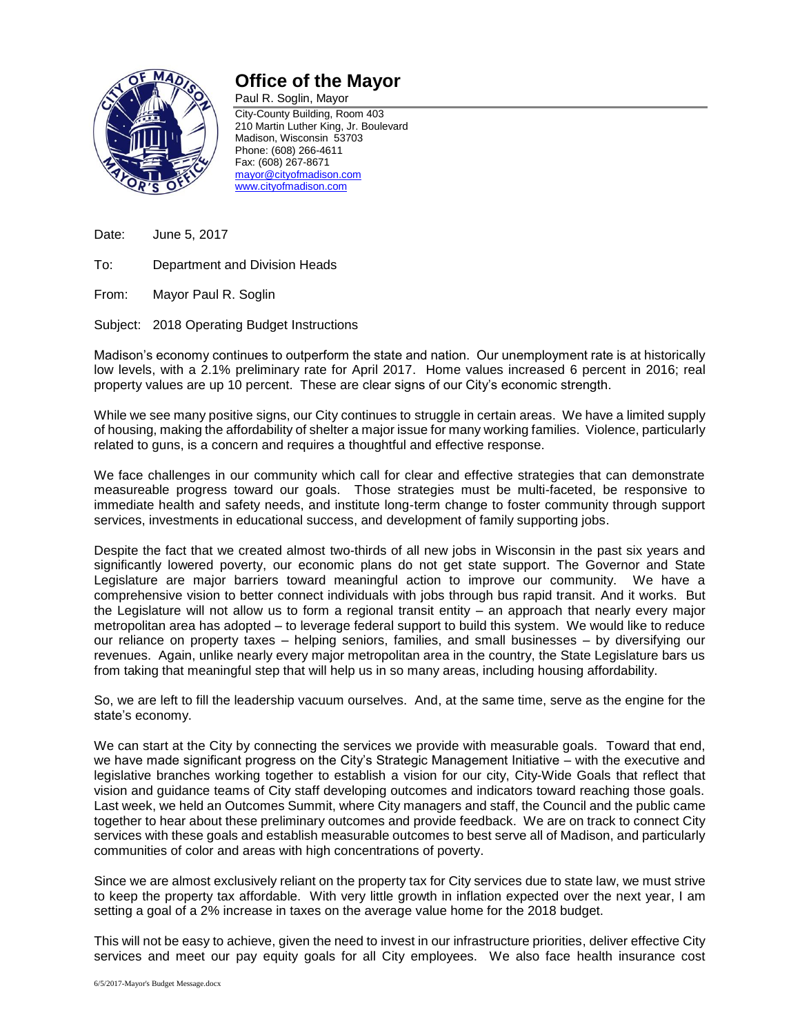# Office of the Mayor

Paul R. Soglin, Mayor

City-County Building, Room 403
210 Martin Luther King, Jr. Boulevard
Madison, Wisconsin 53703
Phone: (608) 266-4611
Fax: (608) 267-8671
mayor@cityofmadison.com
www.cityofmadison.com

Date: June 5, 2017

To: Department and Division Heads

From: Mayor Paul R. Soglin

Subject: 2018 Operating Budget Instructions

Madison's economy continues to outperform the state and nation. Our unemployment rate is at historically low levels, with a 2.1% preliminary rate for April 2017. Home values increased 6 percent in 2016; real property values are up 10 percent. These are clear signs of our City's economic strength.

While we see many positive signs, our City continues to struggle in certain areas. We have a limited supply of housing, making the affordability of shelter a major issue for many working families. Violence, particularly related to guns, is a concern and requires a thoughtful and effective response.

We face challenges in our community which call for clear and effective strategies that can demonstrate measureable progress toward our goals. Those strategies must be multi-faceted, be responsive to immediate health and safety needs, and institute long-term change to foster community through support services, investments in educational success, and development of family supporting jobs.

Despite the fact that we created almost two-thirds of all new jobs in Wisconsin in the past six years and significantly lowered poverty, our economic plans do not get state support. The Governor and State Legislature are major barriers toward meaningful action to improve our community. We have a comprehensive vision to better connect individuals with jobs through bus rapid transit. And it works. But the Legislature will not allow us to form a regional transit entity – an approach that nearly every major metropolitan area has adopted – to leverage federal support to build this system. We would like to reduce our reliance on property taxes – helping seniors, families, and small businesses – by diversifying our revenues. Again, unlike nearly every major metropolitan area in the country, the State Legislature bars us from taking that meaningful step that will help us in so many areas, including housing affordability.

So, we are left to fill the leadership vacuum ourselves. And, at the same time, serve as the engine for the state's economy.

We can start at the City by connecting the services we provide with measurable goals. Toward that end, we have made significant progress on the City's Strategic Management Initiative – with the executive and legislative branches working together to establish a vision for our city, City-Wide Goals that reflect that vision and guidance teams of City staff developing outcomes and indicators toward reaching those goals. Last week, we held an Outcomes Summit, where City managers and staff, the Council and the public came together to hear about these preliminary outcomes and provide feedback. We are on track to connect City services with these goals and establish measurable outcomes to best serve all of Madison, and particularly communities of color and areas with high concentrations of poverty.

Since we are almost exclusively reliant on the property tax for City services due to state law, we must strive to keep the property tax affordable. With very little growth in inflation expected over the next year, I am setting a goal of a 2% increase in taxes on the average value home for the 2018 budget.

This will not be easy to achieve, given the need to invest in our infrastructure priorities, deliver effective City services and meet our pay equity goals for all City employees. We also face health insurance cost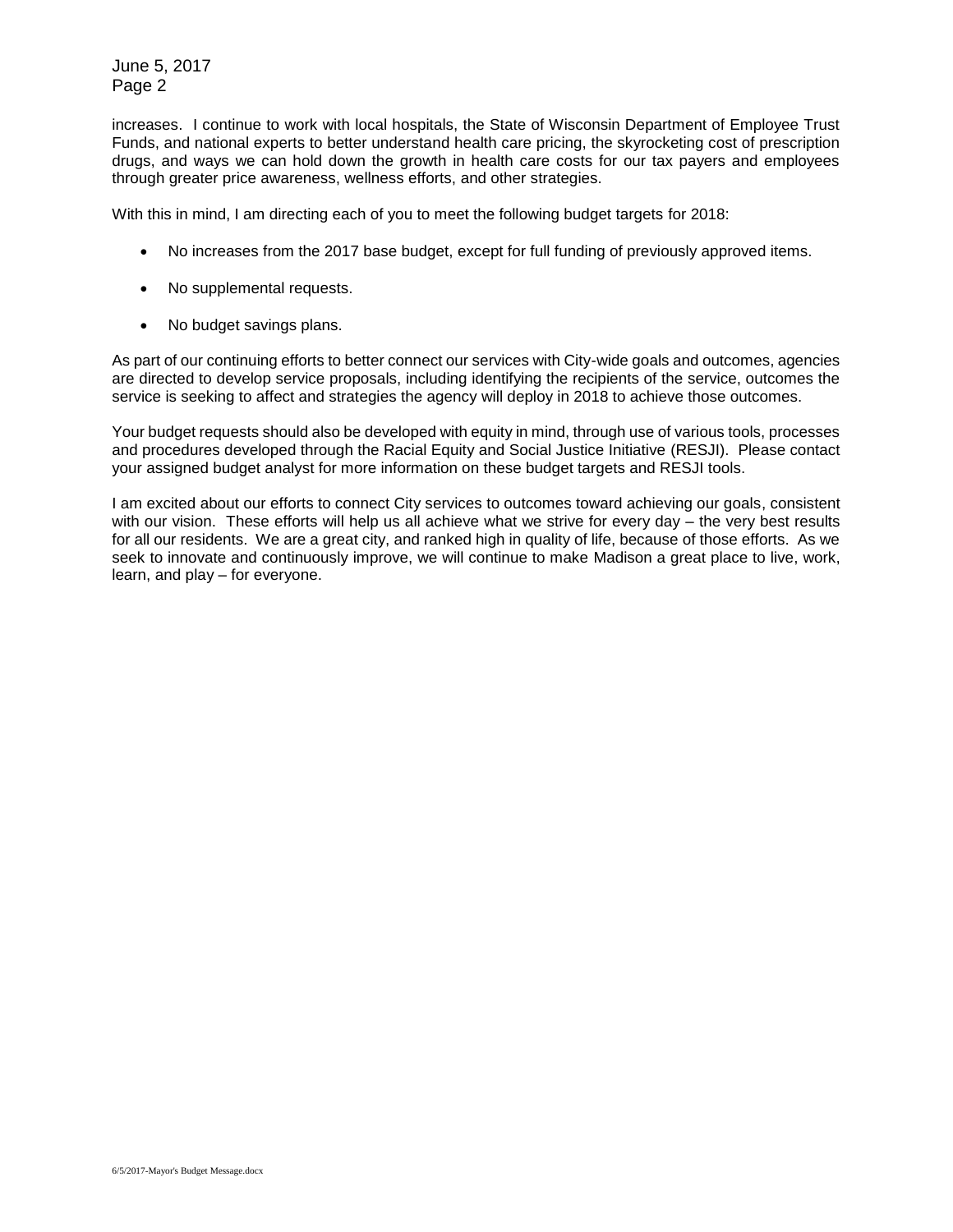increases. I continue to work with local hospitals, the State of Wisconsin Department of Employee Trust Funds, and national experts to better understand health care pricing, the skyrocketing cost of prescription drugs, and ways we can hold down the growth in health care costs for our tax payers and employees through greater price awareness, wellness efforts, and other strategies.

With this in mind, I am directing each of you to meet the following budget targets for 2018:

- No increases from the 2017 base budget, except for full funding of previously approved items.
- No supplemental requests.
- No budget savings plans.

As part of our continuing efforts to better connect our services with City-wide goals and outcomes, agencies are directed to develop service proposals, including identifying the recipients of the service, outcomes the service is seeking to affect and strategies the agency will deploy in 2018 to achieve those outcomes.

Your budget requests should also be developed with equity in mind, through use of various tools, processes and procedures developed through the Racial Equity and Social Justice Initiative (RESJI). Please contact your assigned budget analyst for more information on these budget targets and RESJI tools.

I am excited about our efforts to connect City services to outcomes toward achieving our goals, consistent with our vision. These efforts will help us all achieve what we strive for every day – the very best results for all our residents. We are a great city, and ranked high in quality of life, because of those efforts. As we seek to innovate and continuously improve, we will continue to make Madison a great place to live, work, learn, and play – for everyone.